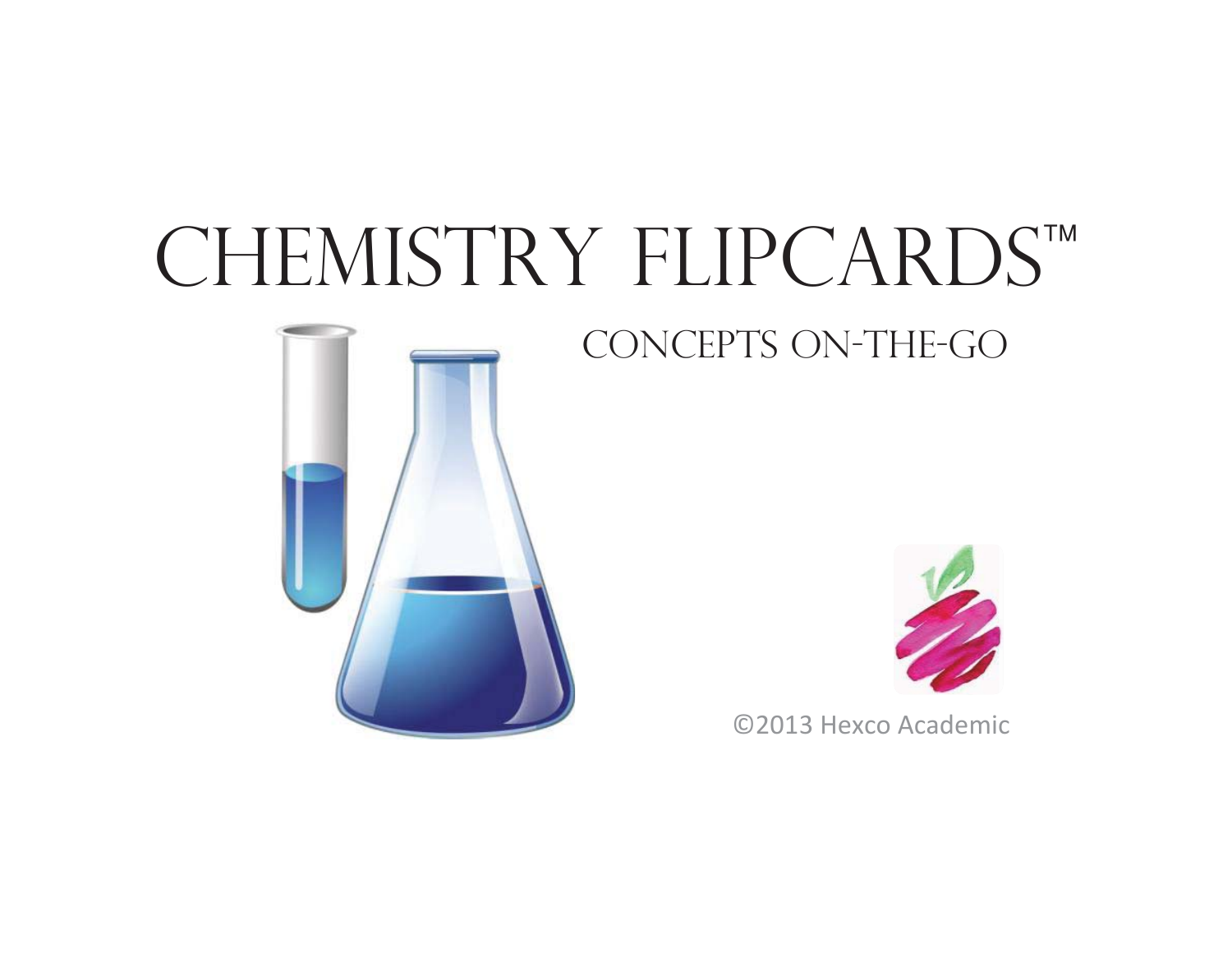# CHEMISTRY FLIPCARDS™

## CONCEPTS ON-THE-GO

©2013 Hexco Academic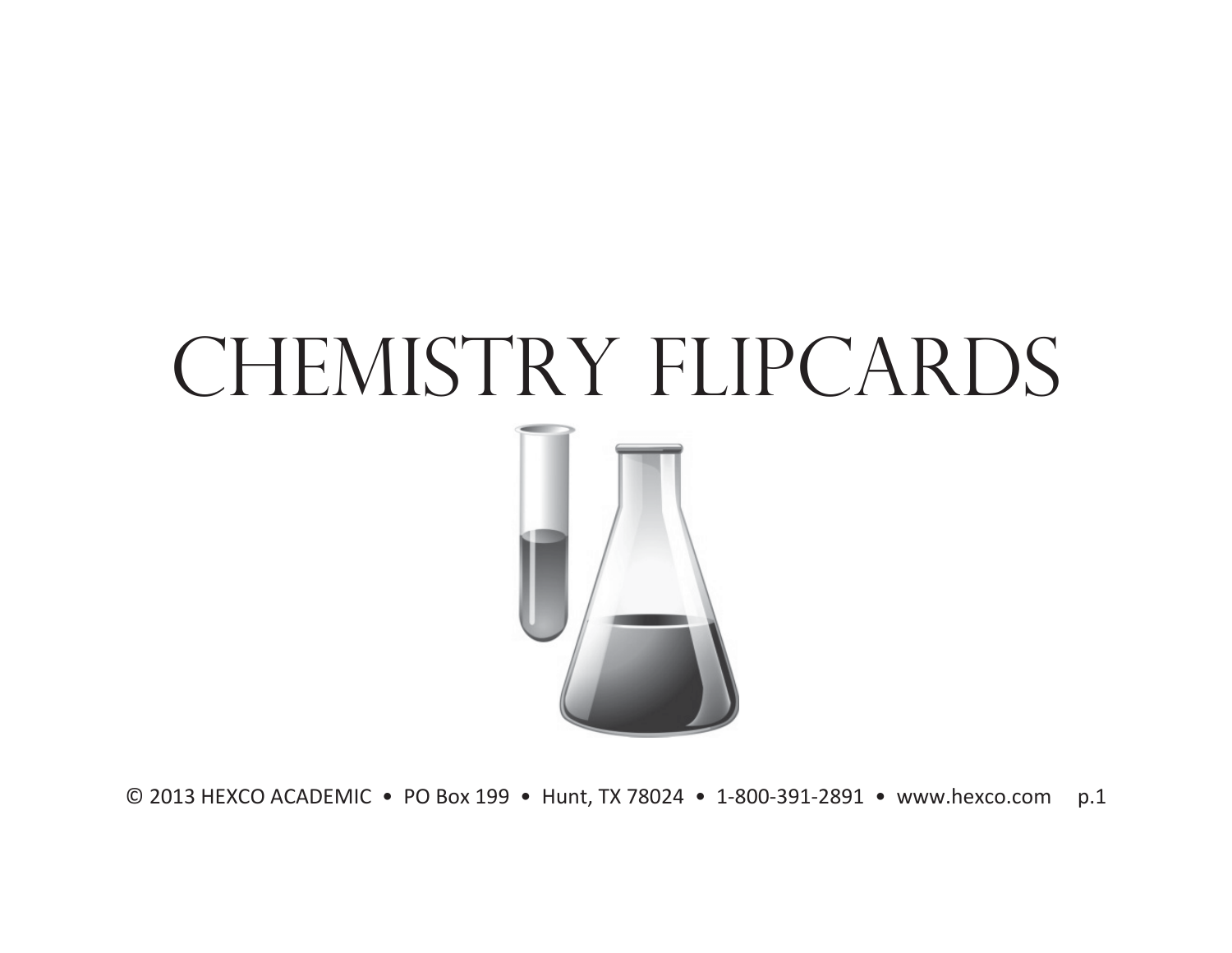# CHEMISTRY FLIPCARDS

© 2013 HEXCO ACADEMIC • PO Box 199 • Hunt, TX 78024 • 1-800-391-2891 • www.hexco.com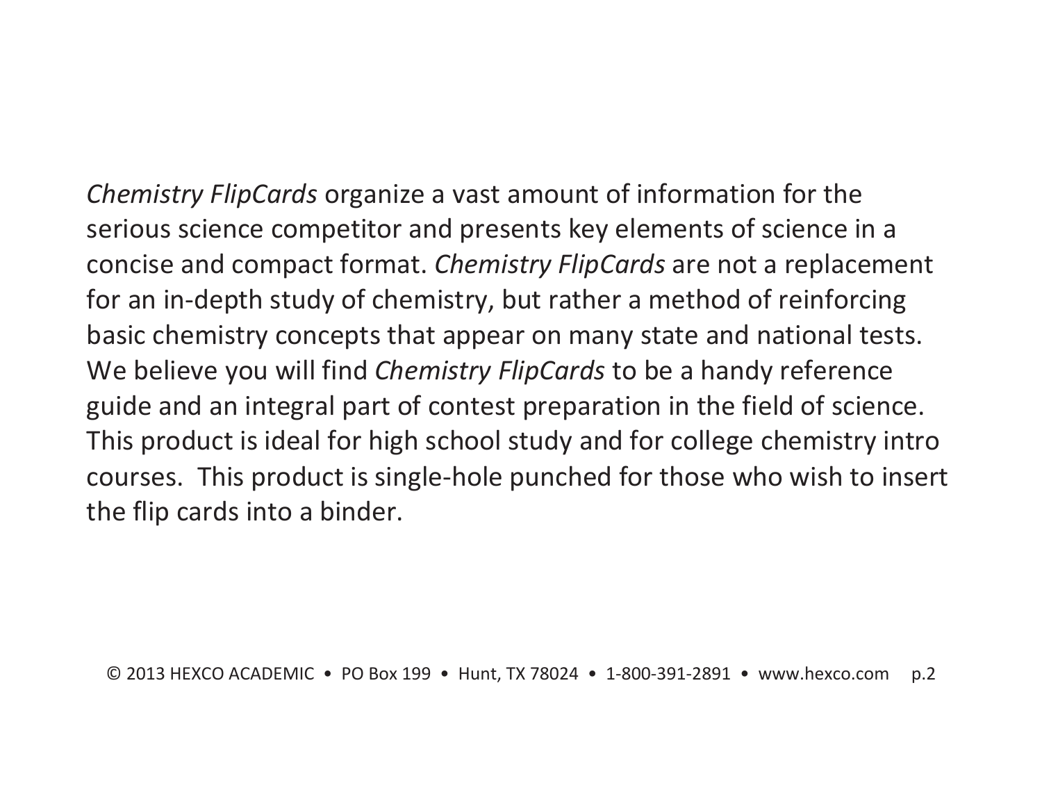*Chemistry FlipCards* organize a vast amount of information for the serious science competitor and presents key elements of science in a concise and compact format. *Chemistry FlipCards* are not a replacement for an in-depth study of chemistry, but rather a method of reinforcing basic chemistry concepts that appear on many state and national tests. We believe you will find *Chemistry FlipCards* to be a handy reference guide and an integral part of contest preparation in the field of science. This product is ideal for high school study and for college chemistry intro courses. This product is single-hole punched for those who wish to insert the flip cards into a binder.

© 2013 HEXCO ACADEMIC • PO Box 199 • Hunt, TX 78024 • 1-800-391-2891 • www.hexco.com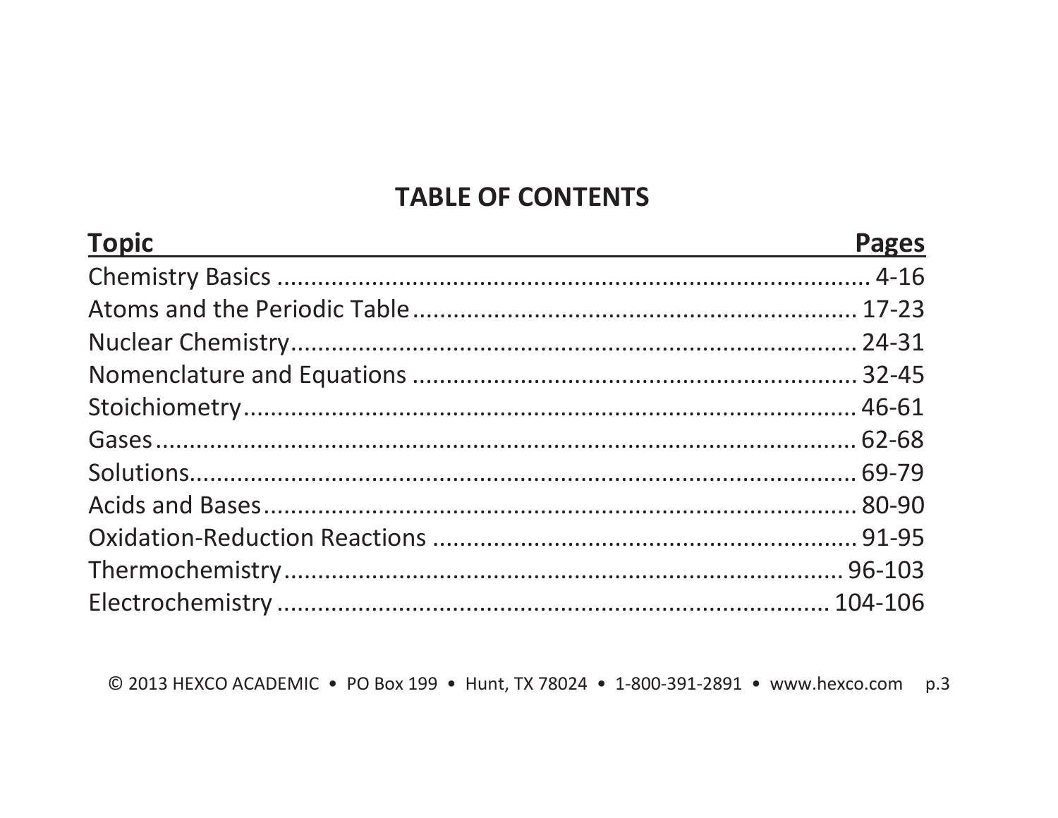## TABLE OF CONTENTS

| Topic | Pages |
| --- | --- |
| Chemistry Basics | 4-16 |
| Atoms and the Periodic Table | 17-23 |
| Nuclear Chemistry | 24-31 |
| Nomenclature and Equations | 32-45 |
| Stoichiometry | 46-61 |
| Gases | 62-68 |
| Solutions | 69-79 |
| Acids and Bases | 80-90 |
| Oxidation-Reduction Reactions | 91-95 |
| Thermochemistry | 96-103 |
| Electrochemistry | 104-106 |

© 2013 HEXCO ACADEMIC • PO Box 199 • Hunt, TX 78024 • 1-800-391-2891 • www.hexco.com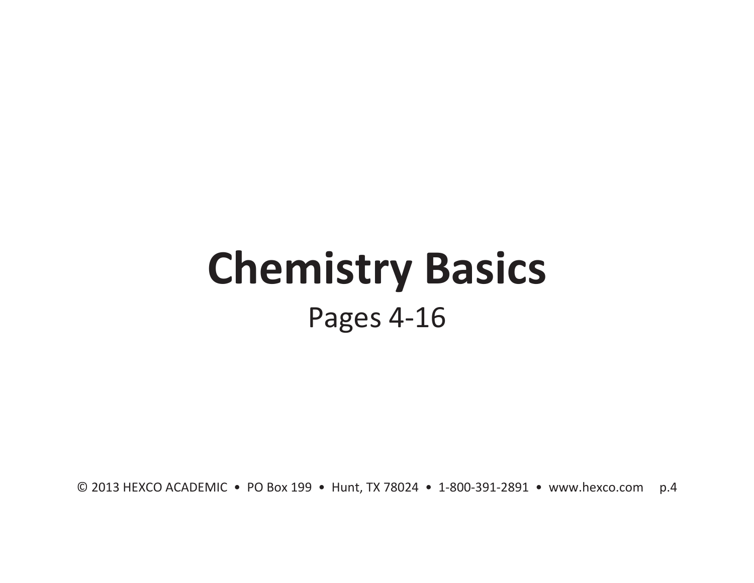# Chemistry Basics

Pages 4-16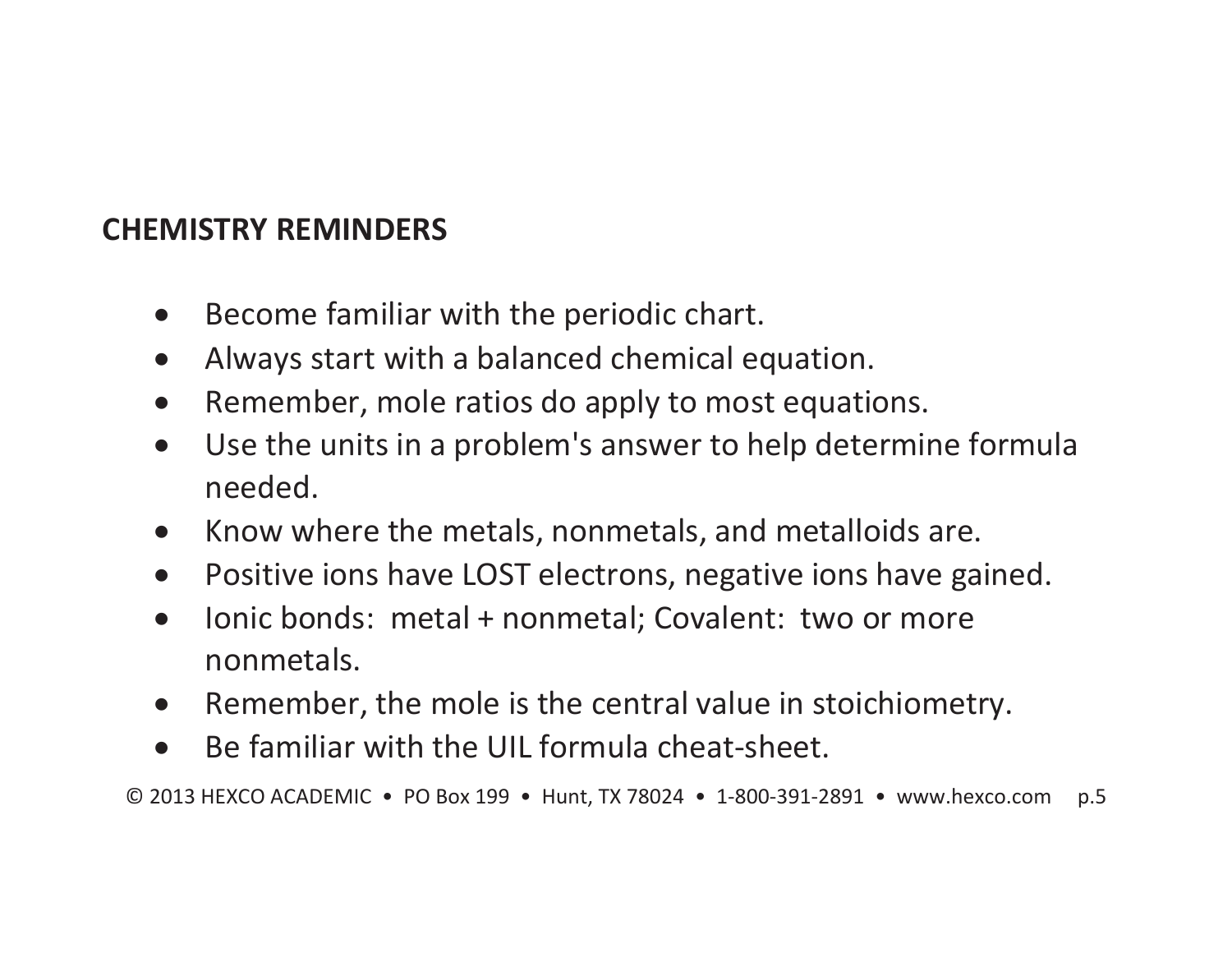## CHEMISTRY REMINDERS

- Become familiar with the periodic chart.
- Always start with a balanced chemical equation.
- Remember, mole ratios do apply to most equations.
- Use the units in a problem's answer to help determine formula needed.
- Know where the metals, nonmetals, and metalloids are.
- Positive ions have LOST electrons, negative ions have gained.
- Ionic bonds: metal + nonmetal; Covalent: two or more nonmetals.
- Remember, the mole is the central value in stoichiometry.
- Be familiar with the UIL formula cheat-sheet.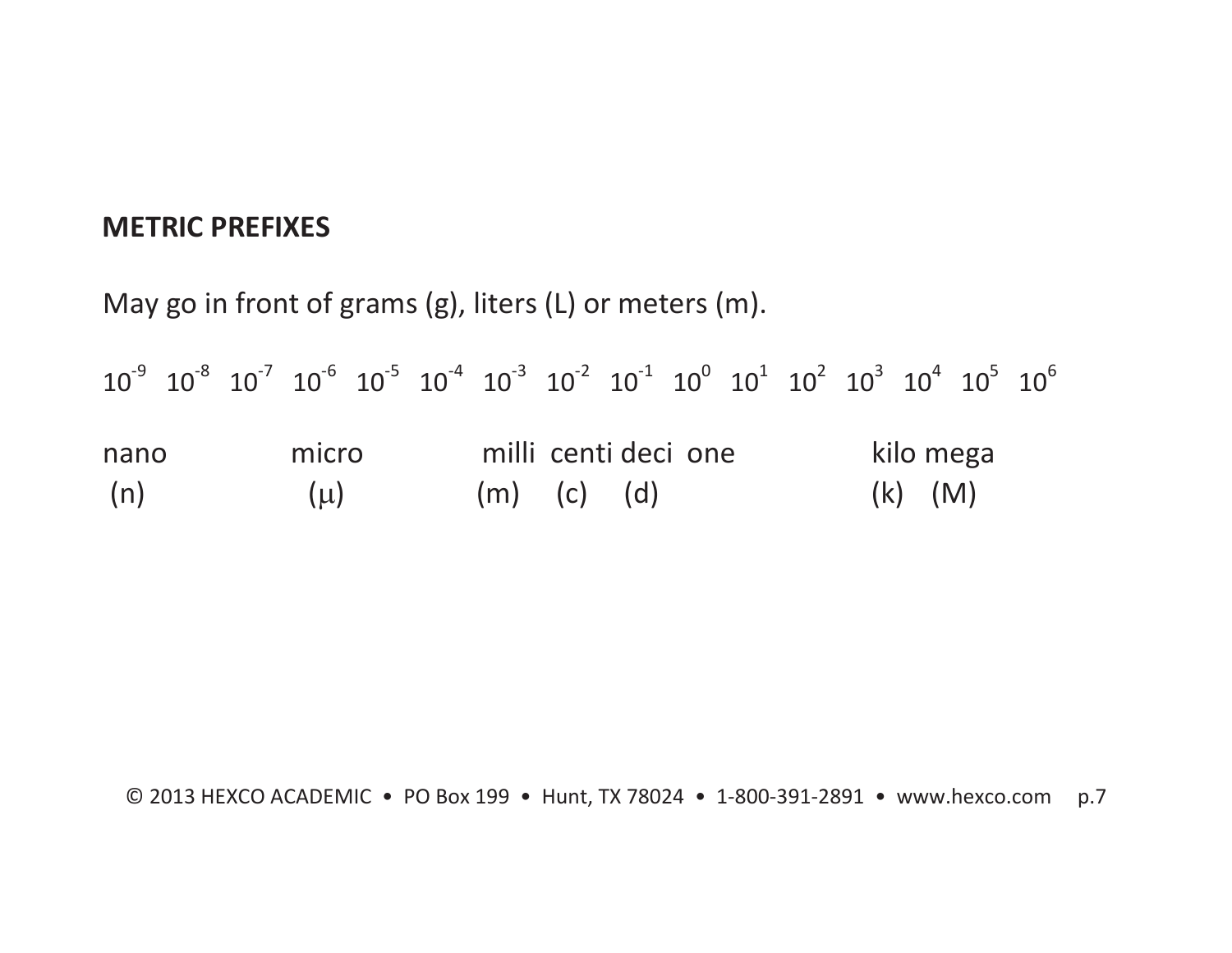**METRIC PREFIXES**

May go in front of grams (g), liters (L) or meters (m).

| $10^{-9}$ | $10^{-8}$ | $10^{-7}$ | $10^{-6}$ | $10^{-5}$ | $10^{-4}$ | $10^{-3}$ | $10^{-2}$ | $10^{-1}$ | $10^{0}$ | $10^{1}$ | $10^{2}$ | $10^{3}$ | $10^{4}$ | $10^{5}$ | $10^{6}$ |
|---|---|---|---|---|---|---|---|---|---|---|---|---|---|---|---|
| nano | | | micro | | | milli | centi | deci | one | | | kilo | | | mega |
| (n) | | | (μ) | | | (m) | (c) | (d) | | | | (k) | | | (M) |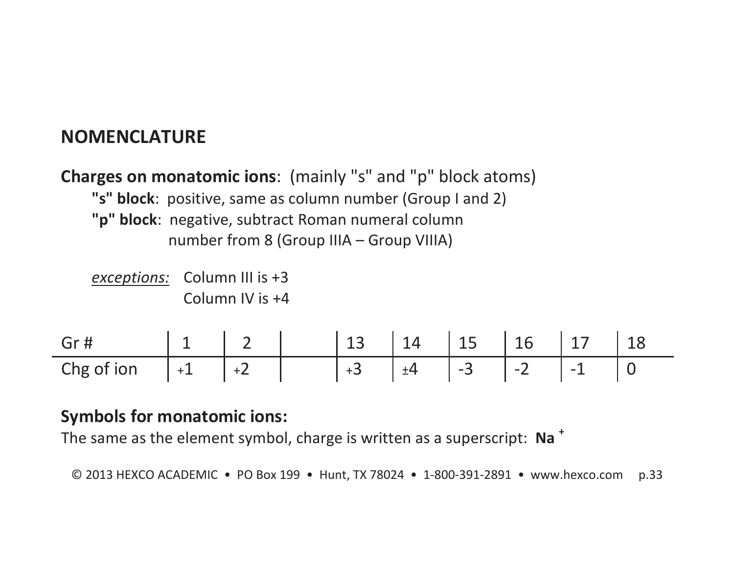## NOMENCLATURE

**Charges on monatomic ions**: (mainly "s" and "p" block atoms)

**"s" block**: positive, same as column number (Group I and 2)

**"p" block**: negative, subtract Roman numeral column number from 8 (Group IIIA – Group VIIIA)

*exceptions:* Column III is +3
Column IV is +4

| Gr # | 1 | 2 | | 13 | 14 | 15 | 16 | 17 | 18 |
|---|---|---|---|---|---|---|---|---|---|
| Chg of ion | +1 | +2 | | +3 | ±4 | -3 | -2 | -1 | 0 |

**Symbols for monatomic ions:**

The same as the element symbol, charge is written as a superscript: $\mathbf{Na^{+}}$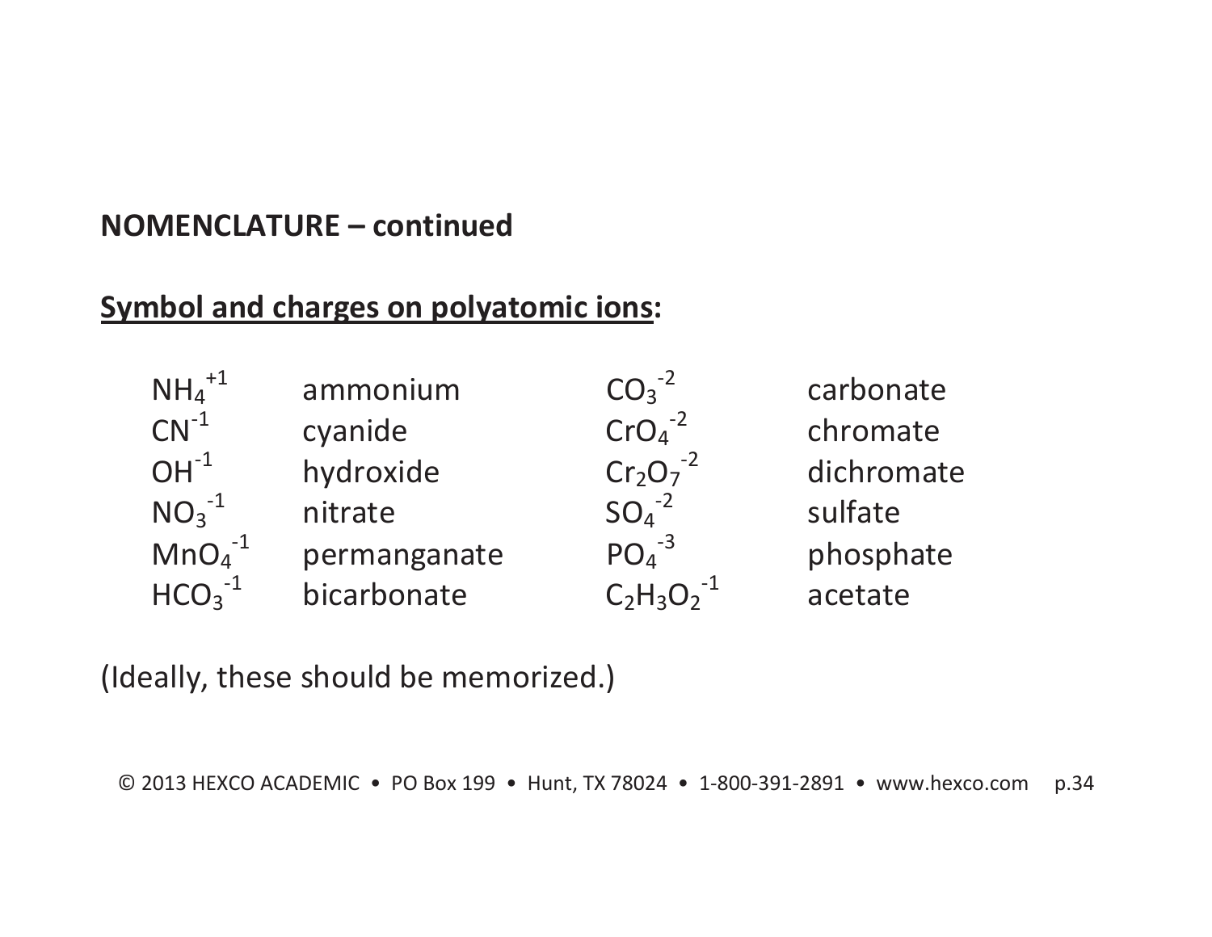**NOMENCLATURE – continued**

**<u>Symbol and charges on polyatomic ions</u>:**

| | | | |
|---|---|---|---|
| $NH_4^{+1}$ | ammonium | $CO_3^{-2}$ | carbonate |
| $CN^{-1}$ | cyanide | $CrO_4^{-2}$ | chromate |
| $OH^{-1}$ | hydroxide | $Cr_2O_7^{-2}$ | dichromate |
| $NO_3^{-1}$ | nitrate | $SO_4^{-2}$ | sulfate |
| $MnO_4^{-1}$ | permanganate | $PO_4^{-3}$ | phosphate |
| $HCO_3^{-1}$ | bicarbonate | $C_2H_3O_2^{-1}$ | acetate |

(Ideally, these should be memorized.)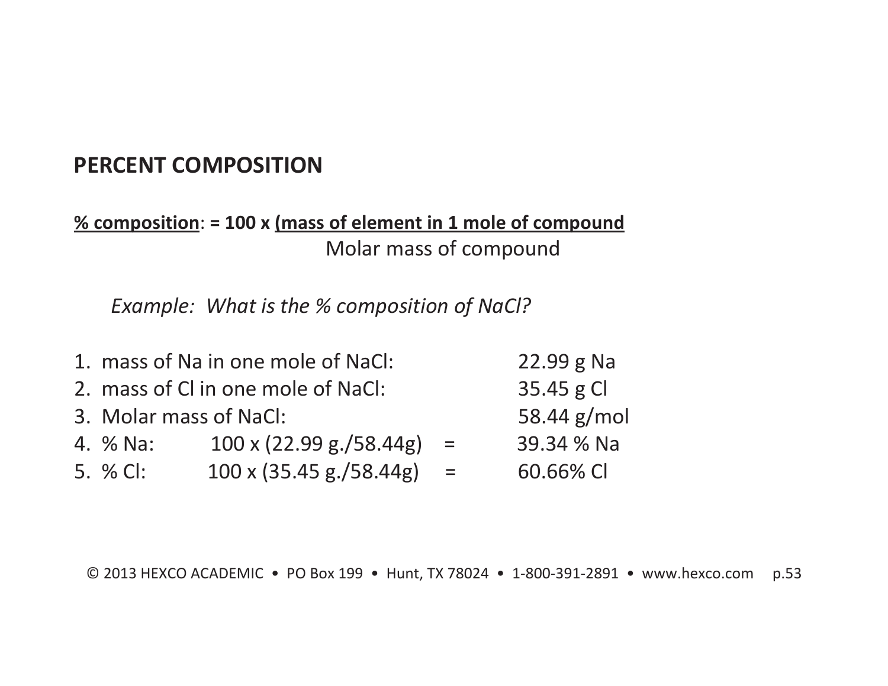## PERCENT COMPOSITION

**<u>% composition</u>: = 100 x <u>(mass of element in 1 mole of compound</u>**
Molar mass of compound

*Example: What is the % composition of NaCl?*

1. mass of Na in one mole of NaCl: 22.99 g Na
2. mass of Cl in one mole of NaCl: 35.45 g Cl
3. Molar mass of NaCl: 58.44 g/mol
4. % Na: 100 x (22.99 g./58.44g) = 39.34 % Na
5. % Cl: 100 x (35.45 g./58.44g) = 60.66% Cl

© 2013 HEXCO ACADEMIC • PO Box 199 • Hunt, TX 78024 • 1-800-391-2891 • www.hexco.com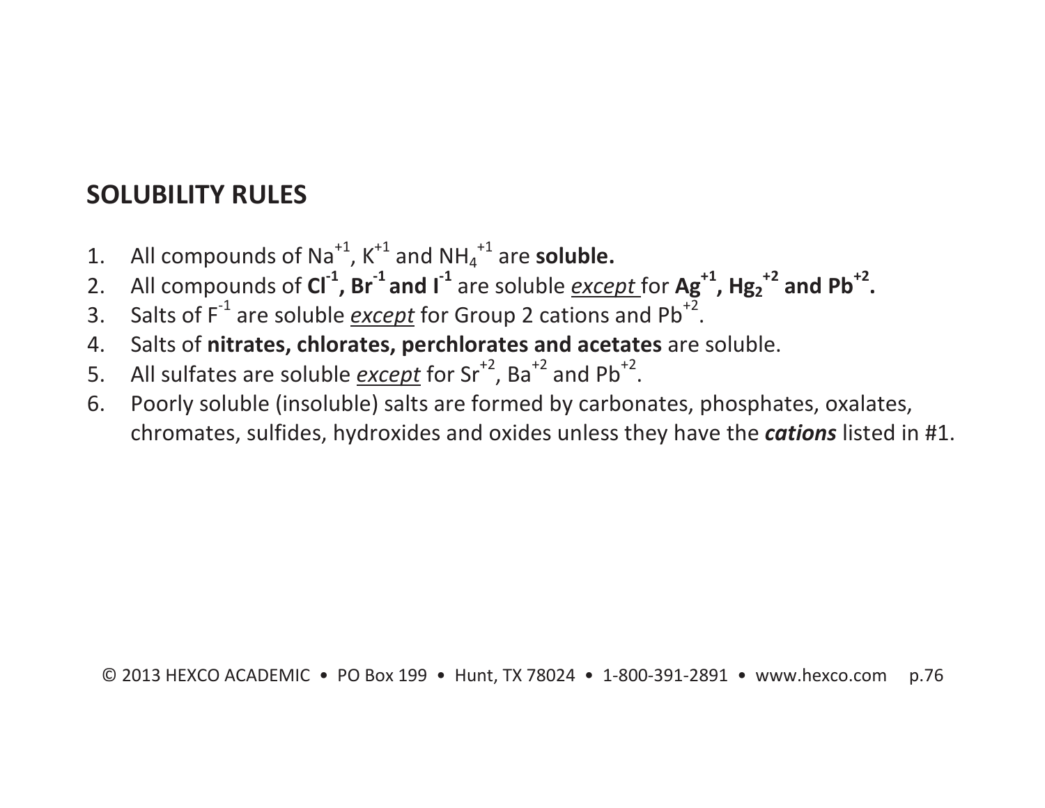## SOLUBILITY RULES

1. All compounds of $Na^{+1}$, $K^{+1}$ and $NH_4^{+1}$ are **soluble.**
2. All compounds of **$Cl^{-1}$, $Br^{-1}$ and $I^{-1}$** are soluble *__except__* for **$Ag^{+1}$, $Hg_2^{+2}$ and $Pb^{+2}$.**
3. Salts of $F^{-1}$ are soluble *__except__* for Group 2 cations and $Pb^{+2}$.
4. Salts of **nitrates, chlorates, perchlorates and acetates** are soluble.
5. All sulfates are soluble *__except__* for $Sr^{+2}$, $Ba^{+2}$ and $Pb^{+2}$.
6. Poorly soluble (insoluble) salts are formed by carbonates, phosphates, oxalates, chromates, sulfides, hydroxides and oxides unless they have the ***cations*** listed in #1.

© 2013 HEXCO ACADEMIC • PO Box 199 • Hunt, TX 78024 • 1-800-391-2891 • www.hexco.com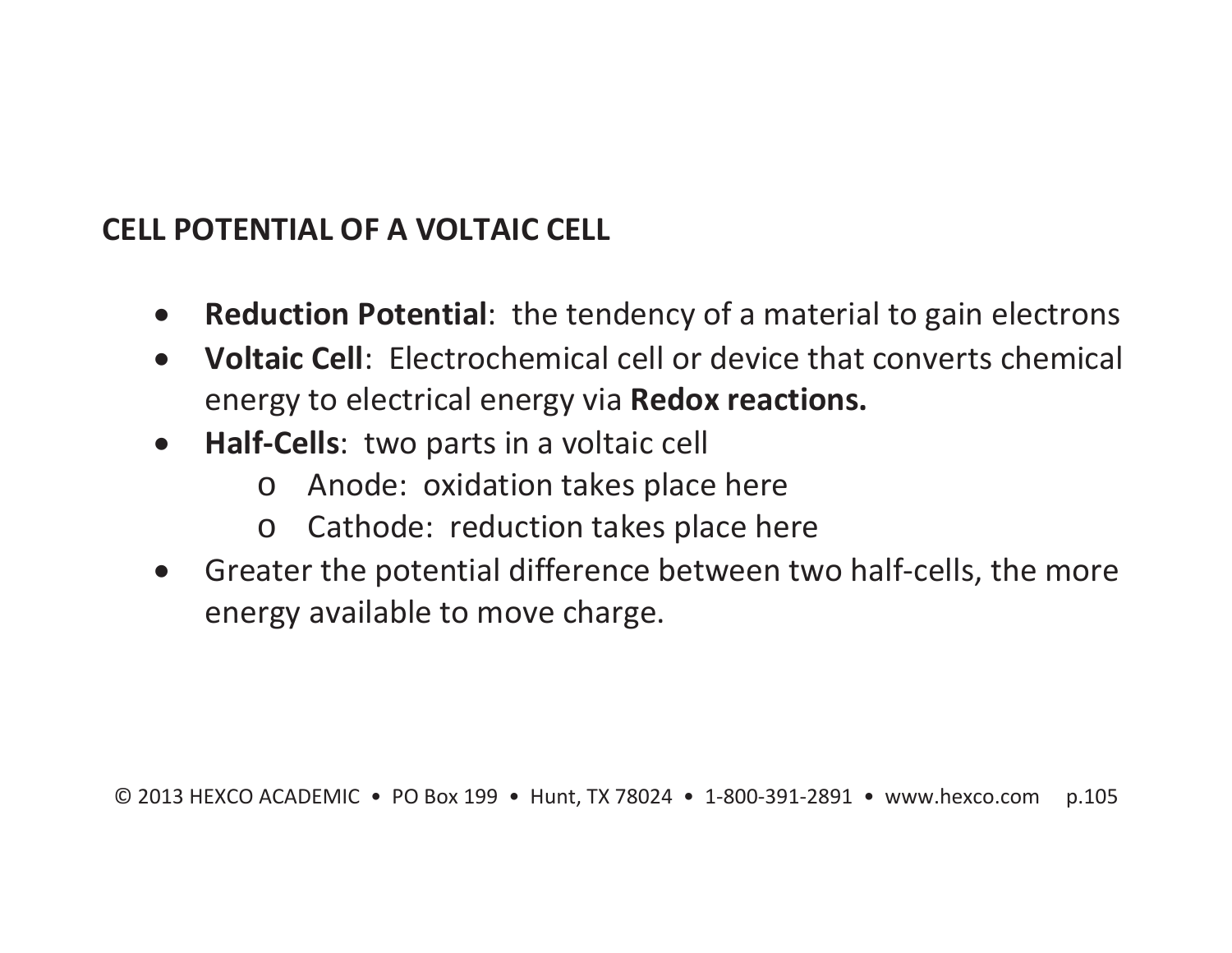## CELL POTENTIAL OF A VOLTAIC CELL

- **Reduction Potential**: the tendency of a material to gain electrons
- **Voltaic Cell**: Electrochemical cell or device that converts chemical energy to electrical energy via **Redox reactions.**
- **Half-Cells**: two parts in a voltaic cell
  - Anode: oxidation takes place here
  - Cathode: reduction takes place here
- Greater the potential difference between two half-cells, the more energy available to move charge.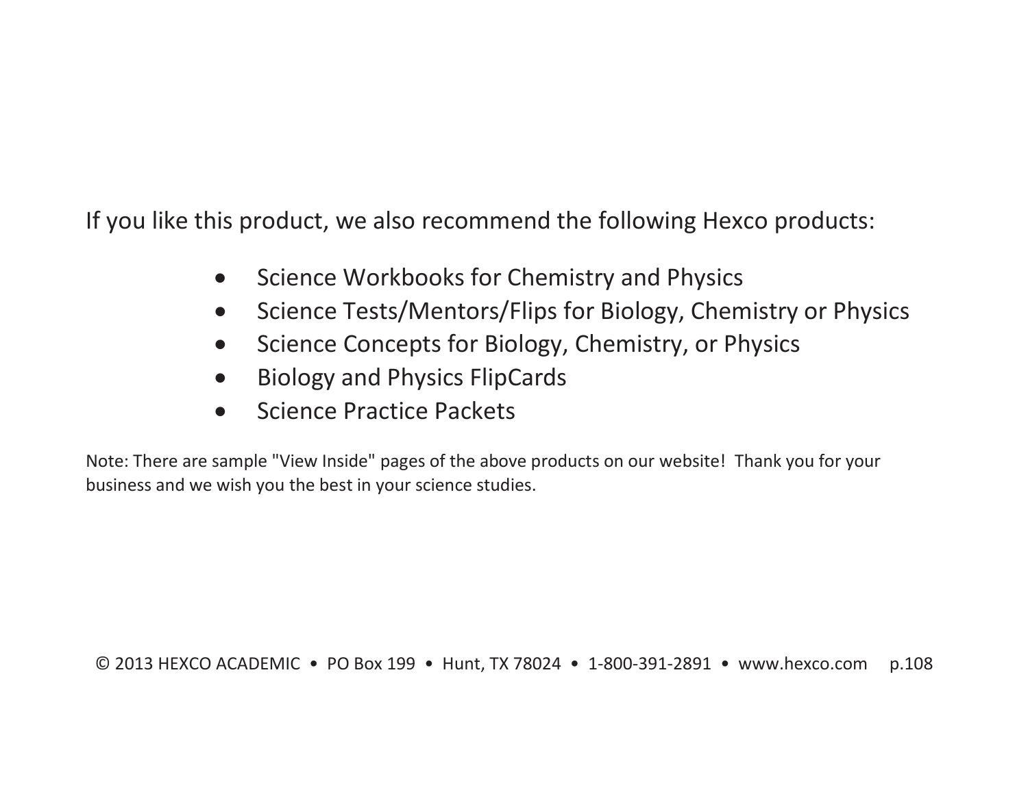If you like this product, we also recommend the following Hexco products:

- Science Workbooks for Chemistry and Physics
- Science Tests/Mentors/Flips for Biology, Chemistry or Physics
- Science Concepts for Biology, Chemistry, or Physics
- Biology and Physics FlipCards
- Science Practice Packets

Note: There are sample "View Inside" pages of the above products on our website! Thank you for your business and we wish you the best in your science studies.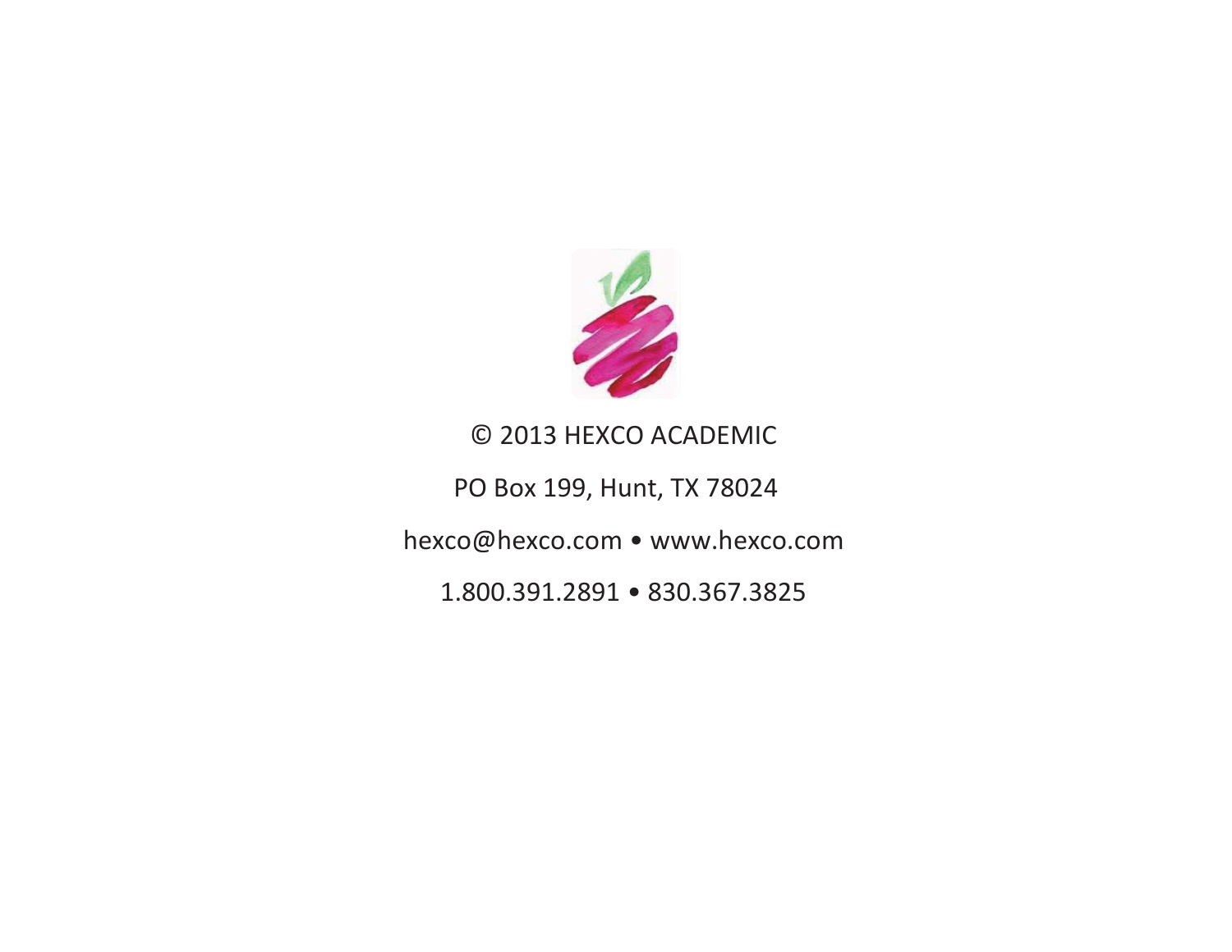© 2013 HEXCO ACADEMIC

PO Box 199, Hunt, TX 78024

hexco@hexco.com • www.hexco.com

1.800.391.2891 • 830.367.3825